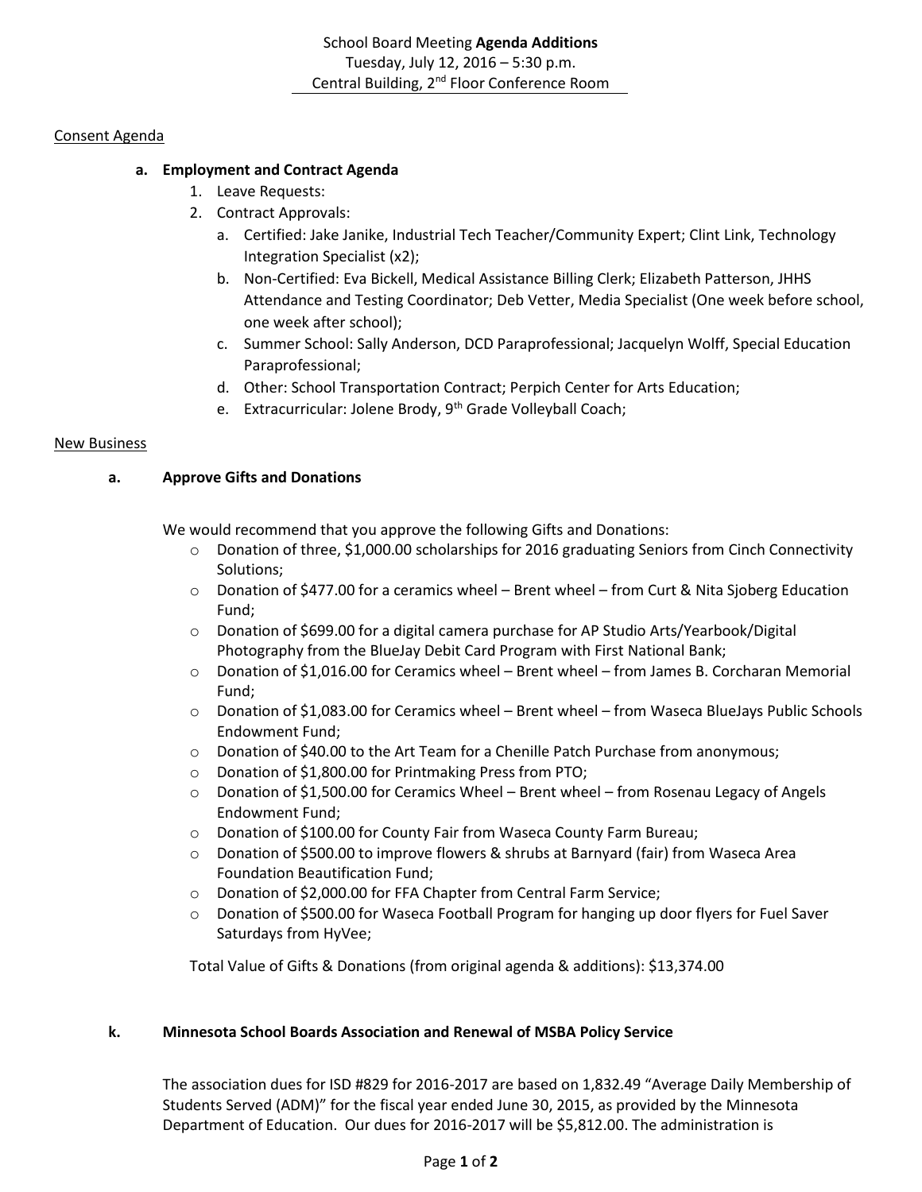School Board Meeting **Agenda Additions**
Tuesday, July 12, 2016 – 5:30 p.m.
Central Building, 2nd Floor Conference Room

Consent Agenda

**a. Employment and Contract Agenda**

1. Leave Requests:
2. Contract Approvals:
   a. Certified: Jake Janike, Industrial Tech Teacher/Community Expert; Clint Link, Technology Integration Specialist (x2);
   b. Non-Certified: Eva Bickell, Medical Assistance Billing Clerk; Elizabeth Patterson, JHHS Attendance and Testing Coordinator; Deb Vetter, Media Specialist (One week before school, one week after school);
   c. Summer School: Sally Anderson, DCD Paraprofessional; Jacquelyn Wolff, Special Education Paraprofessional;
   d. Other: School Transportation Contract; Perpich Center for Arts Education;
   e. Extracurricular: Jolene Brody, 9th Grade Volleyball Coach;

New Business

**a. Approve Gifts and Donations**

We would recommend that you approve the following Gifts and Donations:

- Donation of three, $1,000.00 scholarships for 2016 graduating Seniors from Cinch Connectivity Solutions;
- Donation of $477.00 for a ceramics wheel – Brent wheel – from Curt & Nita Sjoberg Education Fund;
- Donation of $699.00 for a digital camera purchase for AP Studio Arts/Yearbook/Digital Photography from the BlueJay Debit Card Program with First National Bank;
- Donation of $1,016.00 for Ceramics wheel – Brent wheel – from James B. Corcharan Memorial Fund;
- Donation of $1,083.00 for Ceramics wheel – Brent wheel – from Waseca BlueJays Public Schools Endowment Fund;
- Donation of $40.00 to the Art Team for a Chenille Patch Purchase from anonymous;
- Donation of $1,800.00 for Printmaking Press from PTO;
- Donation of $1,500.00 for Ceramics Wheel – Brent wheel – from Rosenau Legacy of Angels Endowment Fund;
- Donation of $100.00 for County Fair from Waseca County Farm Bureau;
- Donation of $500.00 to improve flowers & shrubs at Barnyard (fair) from Waseca Area Foundation Beautification Fund;
- Donation of $2,000.00 for FFA Chapter from Central Farm Service;
- Donation of $500.00 for Waseca Football Program for hanging up door flyers for Fuel Saver Saturdays from HyVee;

Total Value of Gifts & Donations (from original agenda & additions): $13,374.00

**k. Minnesota School Boards Association and Renewal of MSBA Policy Service**

The association dues for ISD #829 for 2016-2017 are based on 1,832.49 "Average Daily Membership of Students Served (ADM)" for the fiscal year ended June 30, 2015, as provided by the Minnesota Department of Education. Our dues for 2016-2017 will be $5,812.00. The administration is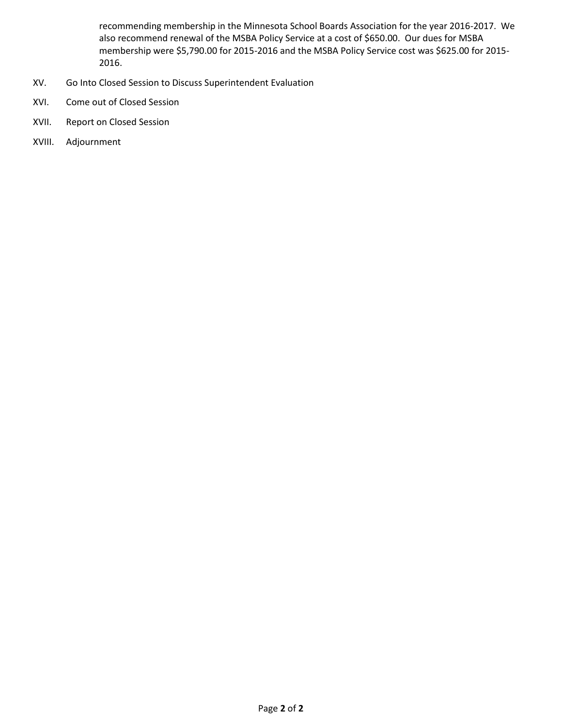recommending membership in the Minnesota School Boards Association for the year 2016-2017. We also recommend renewal of the MSBA Policy Service at a cost of $650.00. Our dues for MSBA membership were $5,790.00 for 2015-2016 and the MSBA Policy Service cost was $625.00 for 2015-2016.

XV. Go Into Closed Session to Discuss Superintendent Evaluation

XVI. Come out of Closed Session

XVII. Report on Closed Session

XVIII. Adjournment